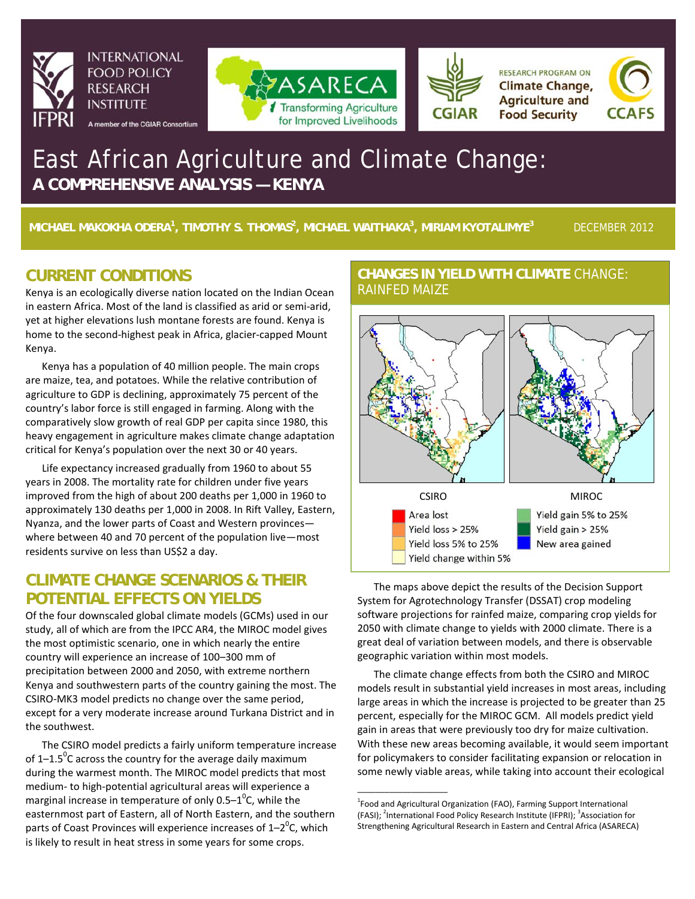# East African Agriculture and Climate Change:

## A COMPREHENSIVE ANALYSIS — KENYA

**MICHAEL MAKOKHA ODERA[1], TIMOTHY S. THOMAS[2], MICHAEL WAITHAKA[3], MIRIAM KYOTALIMYE[3]** DECEMBER 2012

## CURRENT CONDITIONS

Kenya is an ecologically diverse nation located on the Indian Ocean in eastern Africa. Most of the land is classified as arid or semi-arid, yet at higher elevations lush montane forests are found. Kenya is home to the second-highest peak in Africa, glacier-capped Mount Kenya.

Kenya has a population of 40 million people. The main crops are maize, tea, and potatoes. While the relative contribution of agriculture to GDP is declining, approximately 75 percent of the country's labor force is still engaged in farming. Along with the comparatively slow growth of real GDP per capita since 1980, this heavy engagement in agriculture makes climate change adaptation critical for Kenya's population over the next 30 or 40 years.

Life expectancy increased gradually from 1960 to about 55 years in 2008. The mortality rate for children under five years improved from the high of about 200 deaths per 1,000 in 1960 to approximately 130 deaths per 1,000 in 2008. In Rift Valley, Eastern, Nyanza, and the lower parts of Coast and Western provinces—where between 40 and 70 percent of the population live—most residents survive on less than US$2 a day.

## CLIMATE CHANGE SCENARIOS & THEIR POTENTIAL EFFECTS ON YIELDS

Of the four downscaled global climate models (GCMs) used in our study, all of which are from the IPCC AR4, the MIROC model gives the most optimistic scenario, one in which nearly the entire country will experience an increase of 10–300 mm of precipitation between 2000 and 2050, with extreme northern Kenya and southwestern parts of the country gaining the most. The CSIRO-MK3 model predicts no change over the same period, except for a very moderate increase around Turkana District and in the southwest.

The CSIRO model predicts a fairly uniform temperature increase of 1–1.5$^0$C across the country for the average daily maximum during the warmest month. The MIROC model predicts that most medium- to high-potential agricultural areas will experience a marginal increase in temperature of only 0.5–1$^0$C, while the easternmost part of Eastern, all of North Eastern, and the southern parts of Coast Provinces will experience increases of 1–2$^0$C, which is likely to result in heat stress in some years for some crops.

## CHANGES IN YIELD WITH CLIMATE CHANGE: RAINFED MAIZE

CSIRO MIROC

Area lost
Yield loss > 25%
Yield loss 5% to 25%
Yield change within 5%
Yield gain 5% to 25%
Yield gain > 25%
New area gained

The maps above depict the results of the Decision Support System for Agrotechnology Transfer (DSSAT) crop modeling software projections for rainfed maize, comparing crop yields for 2050 with climate change to yields with 2000 climate. There is a great deal of variation between models, and there is observable geographic variation within most models.

The climate change effects from both the CSIRO and MIROC models result in substantial yield increases in most areas, including large areas in which the increase is projected to be greater than 25 percent, especially for the MIROC GCM. All models predict yield gain in areas that were previously too dry for maize cultivation. With these new areas becoming available, it would seem important for policymakers to consider facilitating expansion or relocation in some newly viable areas, while taking into account their ecological

---

[1]Food and Agricultural Organization (FAO), Farming Support International (FASI); [2]International Food Policy Research Institute (IFPRI); [3]Association for Strengthening Agricultural Research in Eastern and Central Africa (ASARECA)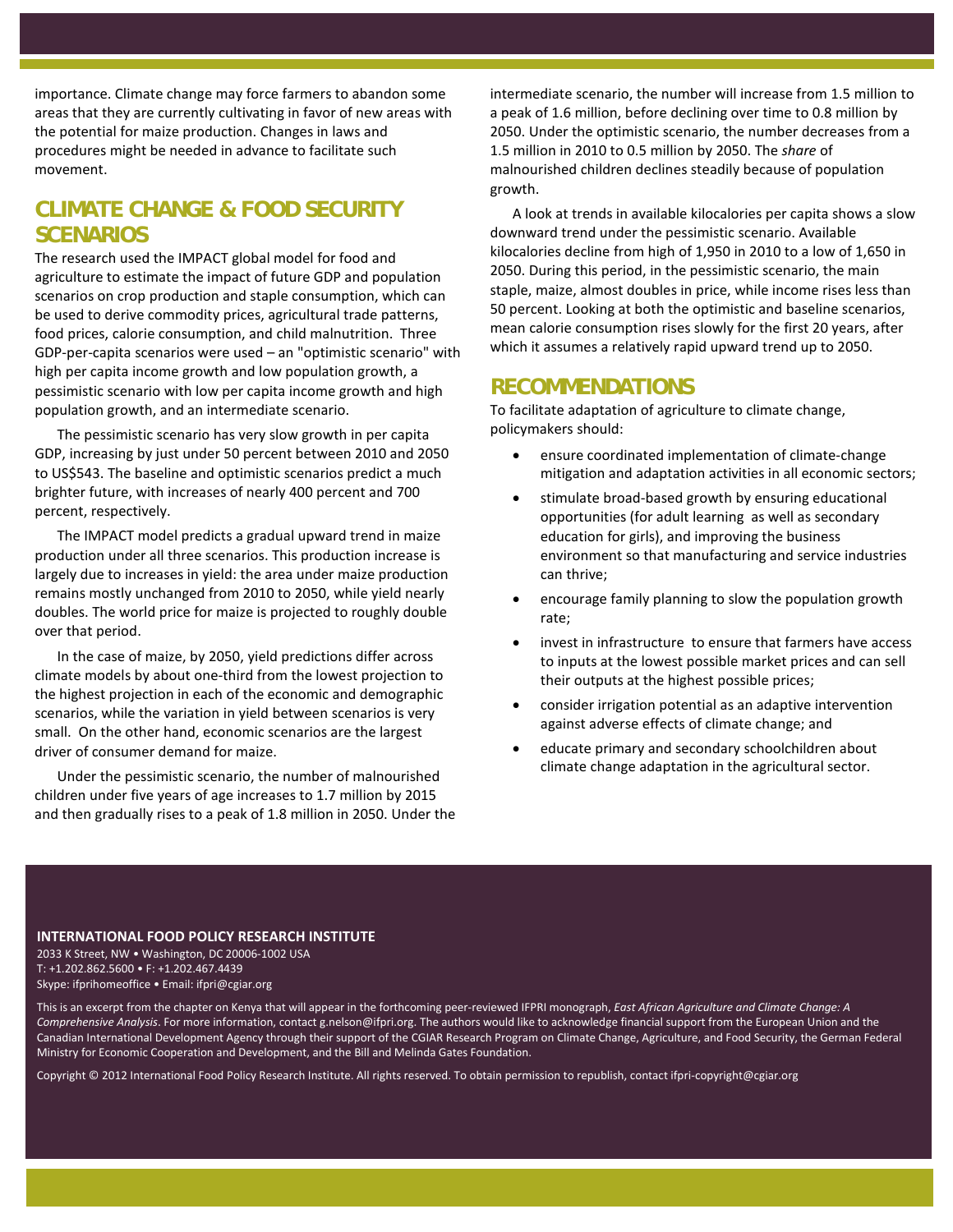importance. Climate change may force farmers to abandon some areas that they are currently cultivating in favor of new areas with the potential for maize production. Changes in laws and procedures might be needed in advance to facilitate such movement.

## CLIMATE CHANGE & FOOD SECURITY SCENARIOS

The research used the IMPACT global model for food and agriculture to estimate the impact of future GDP and population scenarios on crop production and staple consumption, which can be used to derive commodity prices, agricultural trade patterns, food prices, calorie consumption, and child malnutrition. Three GDP-per-capita scenarios were used – an "optimistic scenario" with high per capita income growth and low population growth, a pessimistic scenario with low per capita income growth and high population growth, and an intermediate scenario.

The pessimistic scenario has very slow growth in per capita GDP, increasing by just under 50 percent between 2010 and 2050 to US$543. The baseline and optimistic scenarios predict a much brighter future, with increases of nearly 400 percent and 700 percent, respectively.

The IMPACT model predicts a gradual upward trend in maize production under all three scenarios. This production increase is largely due to increases in yield: the area under maize production remains mostly unchanged from 2010 to 2050, while yield nearly doubles. The world price for maize is projected to roughly double over that period.

In the case of maize, by 2050, yield predictions differ across climate models by about one-third from the lowest projection to the highest projection in each of the economic and demographic scenarios, while the variation in yield between scenarios is very small. On the other hand, economic scenarios are the largest driver of consumer demand for maize.

Under the pessimistic scenario, the number of malnourished children under five years of age increases to 1.7 million by 2015 and then gradually rises to a peak of 1.8 million in 2050. Under the intermediate scenario, the number will increase from 1.5 million to a peak of 1.6 million, before declining over time to 0.8 million by 2050. Under the optimistic scenario, the number decreases from a 1.5 million in 2010 to 0.5 million by 2050. The *share* of malnourished children declines steadily because of population growth.

A look at trends in available kilocalories per capita shows a slow downward trend under the pessimistic scenario. Available kilocalories decline from high of 1,950 in 2010 to a low of 1,650 in 2050. During this period, in the pessimistic scenario, the main staple, maize, almost doubles in price, while income rises less than 50 percent. Looking at both the optimistic and baseline scenarios, mean calorie consumption rises slowly for the first 20 years, after which it assumes a relatively rapid upward trend up to 2050.

## RECOMMENDATIONS

To facilitate adaptation of agriculture to climate change, policymakers should:

- ensure coordinated implementation of climate-change mitigation and adaptation activities in all economic sectors;
- stimulate broad-based growth by ensuring educational opportunities (for adult learning as well as secondary education for girls), and improving the business environment so that manufacturing and service industries can thrive;
- encourage family planning to slow the population growth rate;
- invest in infrastructure to ensure that farmers have access to inputs at the lowest possible market prices and can sell their outputs at the highest possible prices;
- consider irrigation potential as an adaptive intervention against adverse effects of climate change; and
- educate primary and secondary schoolchildren about climate change adaptation in the agricultural sector.

**INTERNATIONAL FOOD POLICY RESEARCH INSTITUTE**
2033 K Street, NW • Washington, DC 20006-1002 USA
T: +1.202.862.5600 • F: +1.202.467.4439
Skype: ifprihomeoffice • Email: ifpri@cgiar.org

This is an excerpt from the chapter on Kenya that will appear in the forthcoming peer-reviewed IFPRI monograph, *East African Agriculture and Climate Change: A Comprehensive Analysis*. For more information, contact g.nelson@ifpri.org. The authors would like to acknowledge financial support from the European Union and the Canadian International Development Agency through their support of the CGIAR Research Program on Climate Change, Agriculture, and Food Security, the German Federal Ministry for Economic Cooperation and Development, and the Bill and Melinda Gates Foundation.

Copyright © 2012 International Food Policy Research Institute. All rights reserved. To obtain permission to republish, contact ifpri-copyright@cgiar.org